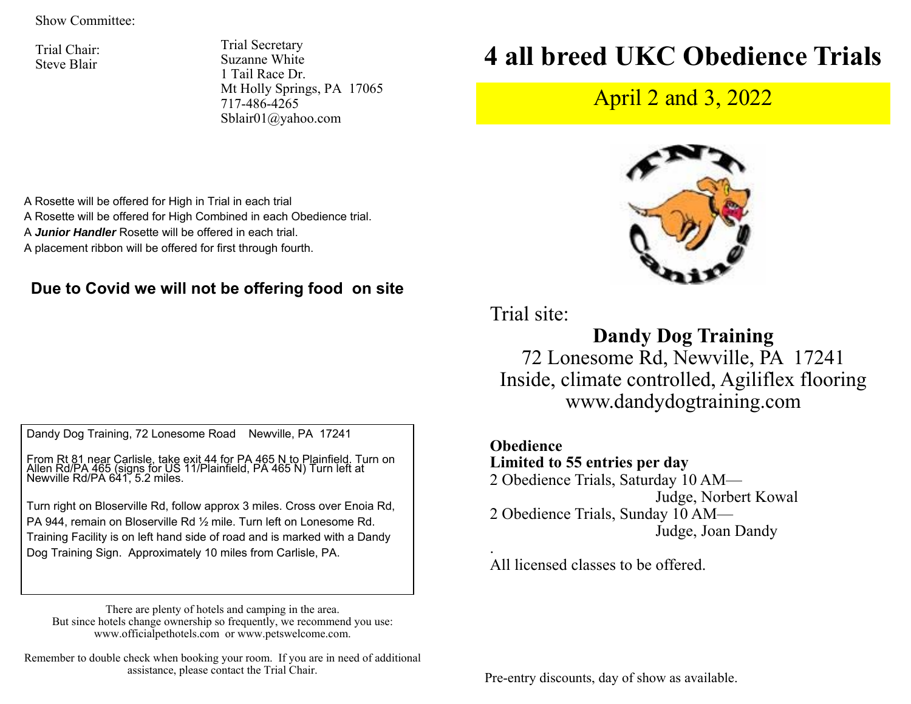Show Committee:

Trial Chair:
Steve Blair

Trial Secretary
Suzanne White
1 Tail Race Dr.
Mt Holly Springs, PA 17065
717-486-4265
Sblair01@yahoo.com

A Rosette will be offered for High in Trial in each trial
A Rosette will be offered for High Combined in each Obedience trial.
A ***Junior Handler*** Rosette will be offered in each trial.
A placement ribbon will be offered for first through fourth.

**Due to Covid we will not be offering food on site**

Dandy Dog Training, 72 Lonesome Road Newville, PA 17241

From Rt 81 near Carlisle, take exit 44 for PA 465 N to Plainfield. Turn on Allen Rd/PA 465 (signs for US 11/Plainfield, PA 465 N) Turn left at Newville Rd/PA 641, 5.2 miles.

Turn right on Bloserville Rd, follow approx 3 miles. Cross over Enoia Rd, PA 944, remain on Bloserville Rd ½ mile. Turn left on Lonesome Rd. Training Facility is on left hand side of road and is marked with a Dandy Dog Training Sign. Approximately 10 miles from Carlisle, PA.

There are plenty of hotels and camping in the area.
But since hotels change ownership so frequently, we recommend you use:
www.officialpethotels.com or www.petswelcome.com.

Remember to double check when booking your room. If you are in need of additional assistance, please contact the Trial Chair.

# 4 all breed UKC Obedience Trials

## April 2 and 3, 2022

TNT Canines

Trial site:

**Dandy Dog Training**
72 Lonesome Rd, Newville, PA 17241
Inside, climate controlled, Agiliflex flooring
www.dandydogtraining.com

**Obedience**
**Limited to 55 entries per day**
2 Obedience Trials, Saturday 10 AM—
Judge, Norbert Kowal
2 Obedience Trials, Sunday 10 AM—
Judge, Joan Dandy

All licensed classes to be offered.

Pre-entry discounts, day of show as available.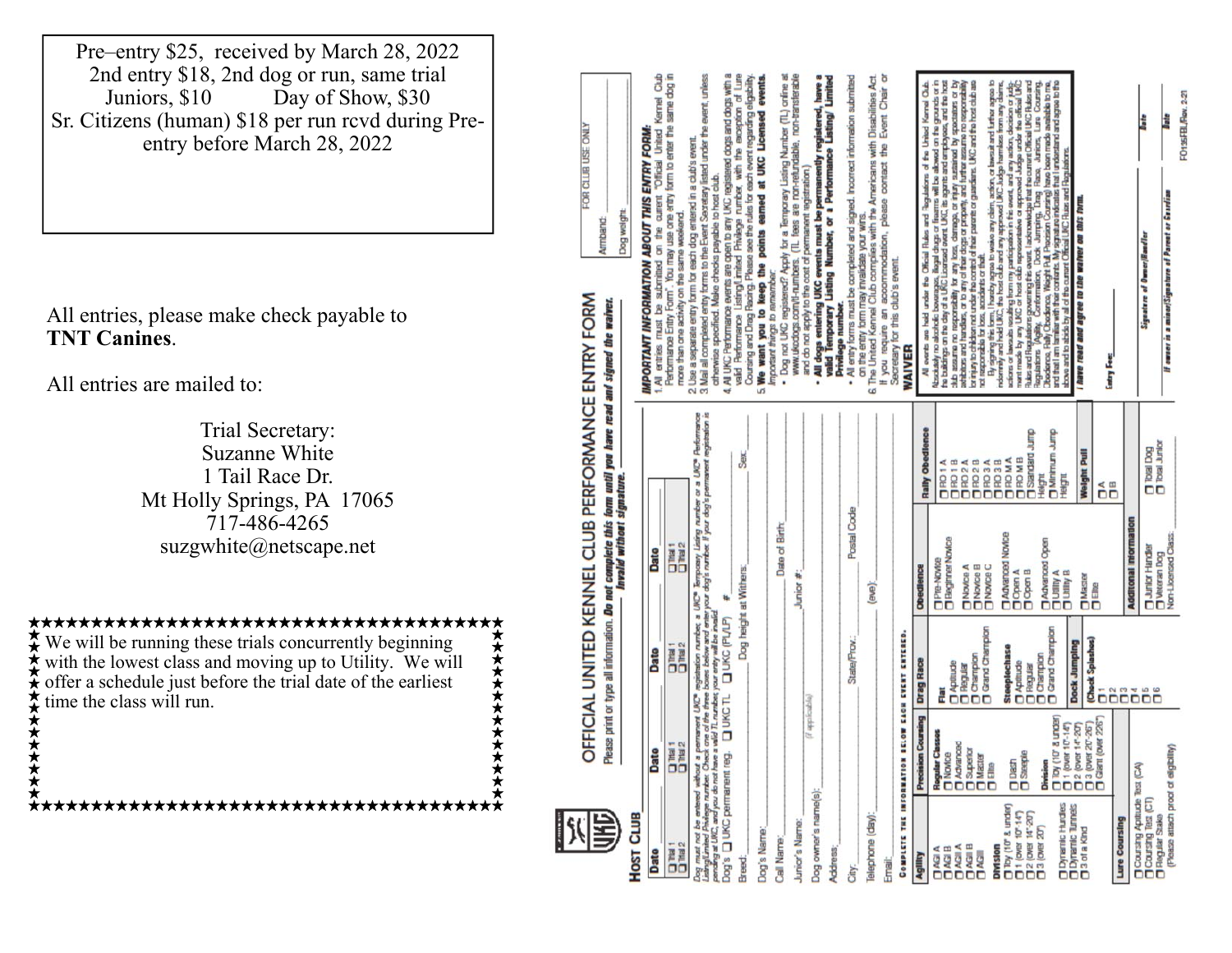Pre–entry $25, received by March 28, 2022
2nd entry $18, 2nd dog or run, same trial
Juniors, $10 Day of Show, $30
Sr. Citizens (human) $18 per run rcvd during Pre-entry before March 28, 2022

All entries, please make check payable to **TNT Canines**.

All entries are mailed to:

Trial Secretary:
Suzanne White
1 Tail Race Dr.
Mt Holly Springs, PA 17065
717-486-4265
suzgwhite@netscape.net

We will be running these trials concurrently beginning with the lowest class and moving up to Utility. We will offer a schedule just before the trial date of the earliest time the class will run.

# OFFICIAL UNITED KENNEL CLUB PERFORMANCE ENTRY FORM

Please print or type all information. ***Do not complete this form until you have read and signed the waiver. Invalid without signature.***

FOR CLUB USE ONLY
Armband: \_\_\_\_\_\_
Dog weight: \_\_\_\_\_\_

**HOST CLUB** \_\_\_\_\_\_

| Date | Date | Date | Date |
|---|---|---|---|
| ☐ Trial 1 ☐ Trial 2 | ☐ Trial 1 ☐ Trial 2 | ☐ Trial 1 ☐ Trial 2 | ☐ Trial 1 ☐ Trial 2 |

*Dog must not be entered without a permanent UKC® registration number, a UKC® Temporary Listing number or a UKC® Performance Listing/Limited Privilege number. Check one of the three boxes below and enter your dog's number. If your dog's permanent registration is pending at UKC, and you do not have a valid TL number, your entry will be invalid.*

Dog's ☐ UKC permanent reg. ☐ UKC TL ☐ UKC (PL/LP) # \_\_\_\_\_\_

Breed: \_\_\_\_\_\_ Dog height at Withers: \_\_\_\_\_\_ Sex: \_\_\_\_\_\_

Dog's Name: \_\_\_\_\_\_

Call Name: \_\_\_\_\_\_ Date of Birth: \_\_\_\_\_\_

Junior's Name: \_\_\_\_\_\_ (if applicable) Junior #: \_\_\_\_\_\_

Dog owner's name(s): \_\_\_\_\_\_

Address: \_\_\_\_\_\_

City: \_\_\_\_\_\_ State/Prov.: \_\_\_\_\_\_ Postal Code: \_\_\_\_\_\_

Telephone (day): \_\_\_\_\_\_ (eve): \_\_\_\_\_\_

Email: \_\_\_\_\_\_

**COMPLETE THE INFORMATION BELOW EACH EVENT ENTERED.**

**Agility**
☐ AGI A
☐ AGI B
☐ AGII A
☐ AGII B
☐ AGIII
Division
☐ Toy (10" & under)
☐ 1 (over 10"-14")
☐ 2 (over 14"-20")
☐ 3 (over 20")
☐ Dynamic Hurdles
☐ Dynamic Tunnels
☐ 3 of a Kind

**Precision Coursing**
Regular Classes
☐ Novice
☐ Advanced
☐ Superior
☐ Master
☐ Elite
☐ Dash
☐ Steeple
Division
☐ Toy (10" & under)
☐ 1 (over 10"-14")
☐ 2 (over 14"-20")
☐ 3 (over 20"-26")
☐ Giant (over 226")

**Drag Race**
Flat
☐ Aptitude
☐ Regular
☐ Champion
☐ Grand Champion
Steeplechase
☐ Aptitude
☐ Regular
☐ Champion
☐ Grand Champion

**Dock Jumping**
(Check Splashes)
☐ 1
☐ 2
☐ 3
☐ 4
☐ 5
☐ 6

**Obedience**
☐ Pre-Novice
☐ Beginner Novice
☐ Novice A
☐ Novice B
☐ Novice C
☐ Advanced Novice
☐ Open A
☐ Open B
☐ Advanced Open
☐ Utility A
☐ Utility B
☐ Master
☐ Elite

**Rally Obedience**
☐ RO 1 A
☐ RO 1 B
☐ RO 2 A
☐ RO 2 B
☐ RO 3 A
☐ RO 3 B
☐ RO M A
☐ RO M B
☐ Standard Jump Height
☐ Minimum Jump Height

**Weight Pull**
☐ A
☐ B

**Lure Coursing**
☐ Coursing Aptitude Test (CA)
☐ Coursing Test (CT)
☐ Regular Stake
(Please attach proof of eligibility)

**Additional Information**
☐ Junior Handler
☐ Veteran Dog
Non-Licensed Class: \_\_\_\_\_\_
☐ Total Dog
☐ Total Junior

**IMPORTANT INFORMATION ABOUT THIS ENTRY FORM:**

1. All entries must be submitted on the current "Official United Kennel Club Performance Entry Form". You may use one entry form to enter the same dog in more than one activity on the same weekend.
2. Use a separate entry form for each dog entered in a club's event.
3. Mail all completed entry forms to the Event Secretary listed under the event, unless otherwise specified. Make checks payable to host club.
4. All UKC Performance events are open to any UKC registered dogs and dogs with a valid Performance Listing/Limited Privilege number, with the exception of Lure Coursing and Drag Racing. Please see the rules for each event regarding eligibility.
5. **We want you to keep the points earned at UKC Licensed events.** Important things to remember:
   - Dog not UKC registered? Apply for a Temporary Listing Number (TL) online at www.ukcdogs.com/tl-numbers. (TL fees are non-refundable, non-transferable and do not apply to the cost of permanent registration.)
   - **All dogs entering UKC events must be permanently registered, have a valid Temporary Listing Number, or a Performance Listing/ Limited Privilege number.**
   - All entry forms must be completed and signed. Incorrect information submitted on the entry form may invalidate your wins.
6. The United Kennel Club complies with the Americans with Disabilities Act. If you require an accommodation, please contact the Event Chair or Secretary for this club's event.

**WAIVER**

All events are held under the Official Rules and Regulations of the United Kennel Club. Absolutely no alcoholic beverages, illegal drugs or firearms will be allowed on the grounds or in the buildings on the day of a UKC Licensed event. UKC, its agents and employees, and the host club assume no responsibility for any loss, damage, or injury sustained by spectators or by exhibitors and handlers, or to any of their dogs or property, and further assume no responsibility for injury to children not under the control of their parents or guardians. UKC and the host club are not responsible for loss, accidents or theft.

By signing this form, I hereby agree to waive any claim, action, or lawsuit and further agree to indemnify and hold UKC, the host club and any approved UKC Judge harmless from any claims, actions or lawsuits resulting from my participation in this event, and any action, decision or judgment made by any UKC or host club representative or approved Judge under the official UKC Rules and Regulations governing this event. I acknowledge that the current Official UKC Rules and Regulations (Agility, Conformation, Dock Jumping, Drag Race, Juniors, Lure Coursing, Obedience, Rally Obedience, Weight Pull, Precision Coursing) have been made available to me, and that I am familiar with their contents. My signature indicates that I understand and agree to the above and to abide by all of the current Official UKC Rules and Regulations.

***I have read and agree to the waiver on this form.***

Entry Fee: \_\_\_\_\_\_

\_\_\_\_\_\_ **Signature of Owner/Handler** \_\_\_\_\_\_ **Date**

\_\_\_\_\_\_ **If owner is a minor/Signature of Parent or Guardian** \_\_\_\_\_\_ **Date**

F0135FRL/Rev. 2-21